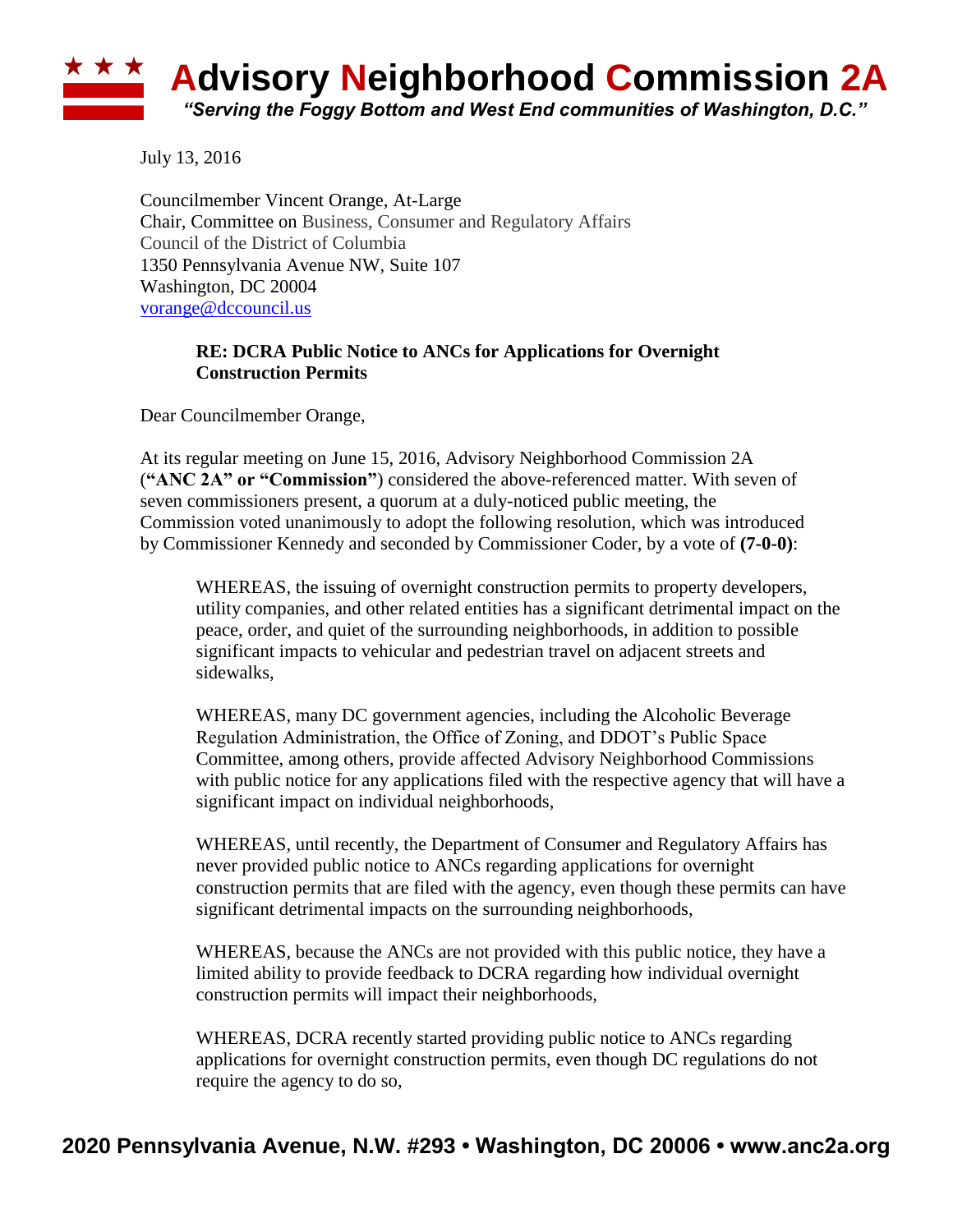# Advisory Neighborhood Commission 2A

*"Serving the Foggy Bottom and West End communities of Washington, D.C."*

July 13, 2016

Councilmember Vincent Orange, At-Large
Chair, Committee on Business, Consumer and Regulatory Affairs
Council of the District of Columbia
1350 Pennsylvania Avenue NW, Suite 107
Washington, DC 20004
vorange@dccouncil.us

**RE: DCRA Public Notice to ANCs for Applications for Overnight Construction Permits**

Dear Councilmember Orange,

At its regular meeting on June 15, 2016, Advisory Neighborhood Commission 2A (**"ANC 2A" or "Commission"**) considered the above-referenced matter. With seven of seven commissioners present, a quorum at a duly-noticed public meeting, the Commission voted unanimously to adopt the following resolution, which was introduced by Commissioner Kennedy and seconded by Commissioner Coder, by a vote of **(7-0-0)**:

> WHEREAS, the issuing of overnight construction permits to property developers, utility companies, and other related entities has a significant detrimental impact on the peace, order, and quiet of the surrounding neighborhoods, in addition to possible significant impacts to vehicular and pedestrian travel on adjacent streets and sidewalks,
>
> WHEREAS, many DC government agencies, including the Alcoholic Beverage Regulation Administration, the Office of Zoning, and DDOT's Public Space Committee, among others, provide affected Advisory Neighborhood Commissions with public notice for any applications filed with the respective agency that will have a significant impact on individual neighborhoods,
>
> WHEREAS, until recently, the Department of Consumer and Regulatory Affairs has never provided public notice to ANCs regarding applications for overnight construction permits that are filed with the agency, even though these permits can have significant detrimental impacts on the surrounding neighborhoods,
>
> WHEREAS, because the ANCs are not provided with this public notice, they have a limited ability to provide feedback to DCRA regarding how individual overnight construction permits will impact their neighborhoods,
>
> WHEREAS, DCRA recently started providing public notice to ANCs regarding applications for overnight construction permits, even though DC regulations do not require the agency to do so,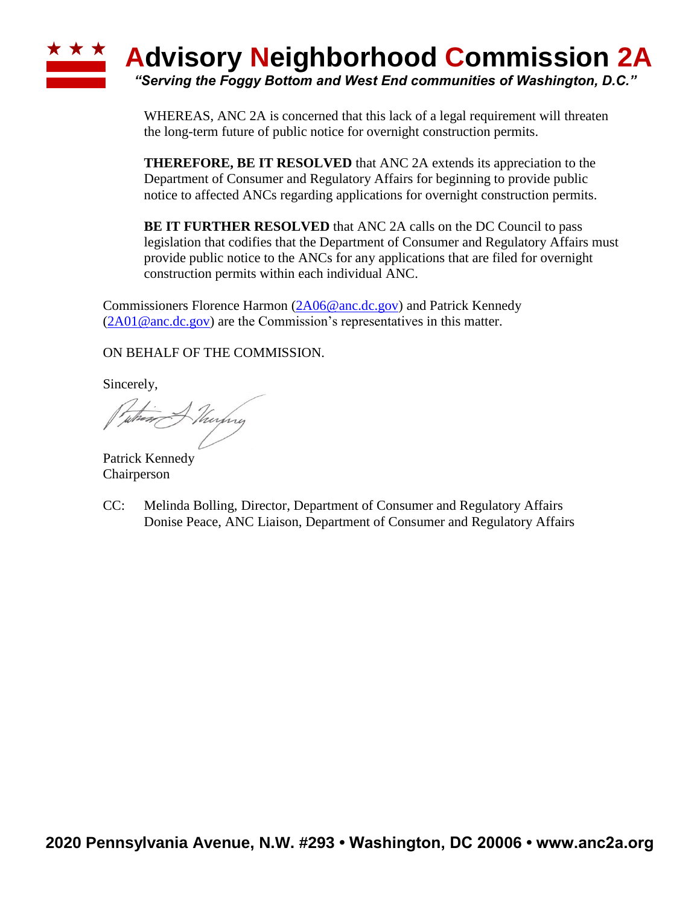WHEREAS, ANC 2A is concerned that this lack of a legal requirement will threaten the long-term future of public notice for overnight construction permits.

**THEREFORE, BE IT RESOLVED** that ANC 2A extends its appreciation to the Department of Consumer and Regulatory Affairs for beginning to provide public notice to affected ANCs regarding applications for overnight construction permits.

**BE IT FURTHER RESOLVED** that ANC 2A calls on the DC Council to pass legislation that codifies that the Department of Consumer and Regulatory Affairs must provide public notice to the ANCs for any applications that are filed for overnight construction permits within each individual ANC.

Commissioners Florence Harmon (2A06@anc.dc.gov) and Patrick Kennedy (2A01@anc.dc.gov) are the Commission's representatives in this matter.

ON BEHALF OF THE COMMISSION.

Sincerely,

Patrick Kennedy
Chairperson

CC: Melinda Bolling, Director, Department of Consumer and Regulatory Affairs
Donise Peace, ANC Liaison, Department of Consumer and Regulatory Affairs